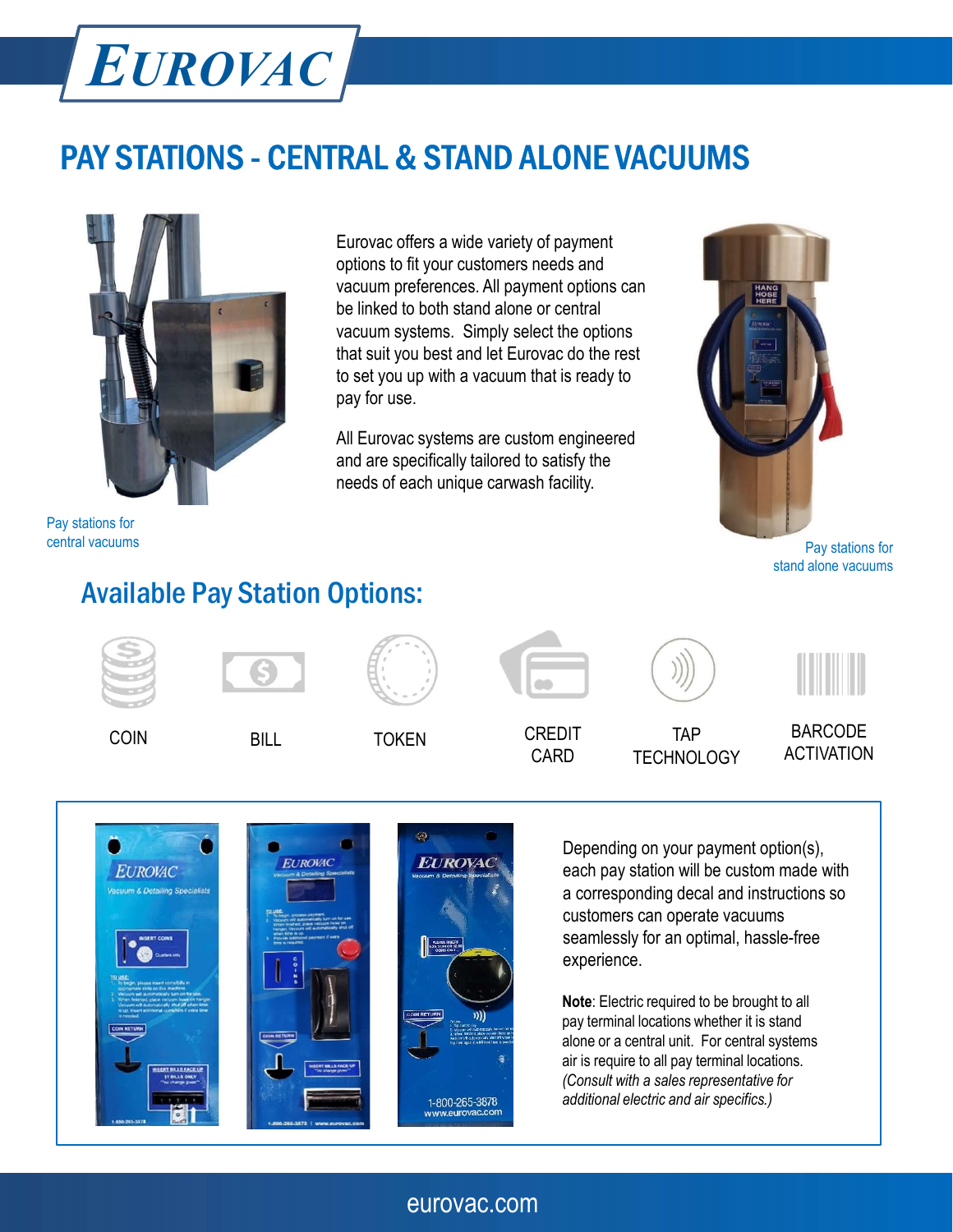# EUROVAC

## PAY STATIONS - CENTRAL & STAND ALONE VACUUMS

Eurovac offers a wide variety of payment options to fit your customers needs and vacuum preferences. All payment options can be linked to both stand alone or central vacuum systems. Simply select the options that suit you best and let Eurovac do the rest to set you up with a vacuum that is ready to pay for use.

All Eurovac systems are custom engineered and are specifically tailored to satisfy the needs of each unique carwash facility.

Pay stations for central vacuums

Pay stations for stand alone vacuums

## Available Pay Station Options:

- COIN
- BILL
- TOKEN
- CREDIT CARD
- TAP TECHNOLOGY
- BARCODE ACTIVATION

Depending on your payment option(s), each pay station will be custom made with a corresponding decal and instructions so customers can operate vacuums seamlessly for an optimal, hassle-free experience.

**Note**: Electric required to be brought to all pay terminal locations whether it is stand alone or a central unit. For central systems air is require to all pay terminal locations. *(Consult with a sales representative for additional electric and air specifics.)*

eurovac.com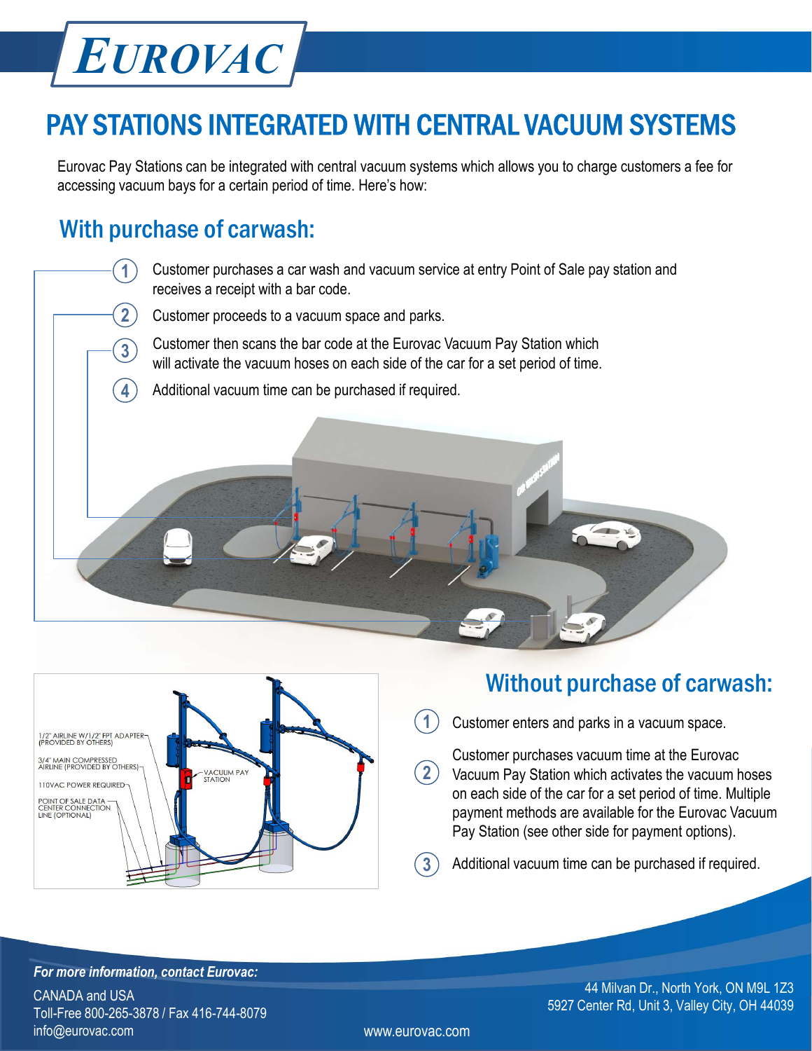# EUROVAC

## PAY STATIONS INTEGRATED WITH CENTRAL VACUUM SYSTEMS

Eurovac Pay Stations can be integrated with central vacuum systems which allows you to charge customers a fee for accessing vacuum bays for a certain period of time. Here's how:

### With purchase of carwash:

1. Customer purchases a car wash and vacuum service at entry Point of Sale pay station and receives a receipt with a bar code.
2. Customer proceeds to a vacuum space and parks.
3. Customer then scans the bar code at the Eurovac Vacuum Pay Station which will activate the vacuum hoses on each side of the car for a set period of time.
4. Additional vacuum time can be purchased if required.

1/2" AIRLINE W/1/2" FPT ADAPTER (PROVIDED BY OTHERS)

3/4" MAIN COMPRESSED AIRLINE (PROVIDED BY OTHERS)

110VAC POWER REQUIRED

POINT OF SALE DATA CENTER CONNECTION LINE (OPTIONAL)

VACUUM PAY STATION

### Without purchase of carwash:

1. Customer enters and parks in a vacuum space.
2. Customer purchases vacuum time at the Eurovac Vacuum Pay Station which activates the vacuum hoses on each side of the car for a set period of time. Multiple payment methods are available for the Eurovac Vacuum Pay Station (see other side for payment options).
3. Additional vacuum time can be purchased if required.

***For more information, contact Eurovac:***

CANADA and USA
Toll-Free 800-265-3878 / Fax 416-744-8079
info@eurovac.com

www.eurovac.com

44 Milvan Dr., North York, ON M9L 1Z3
5927 Center Rd, Unit 3, Valley City, OH 44039